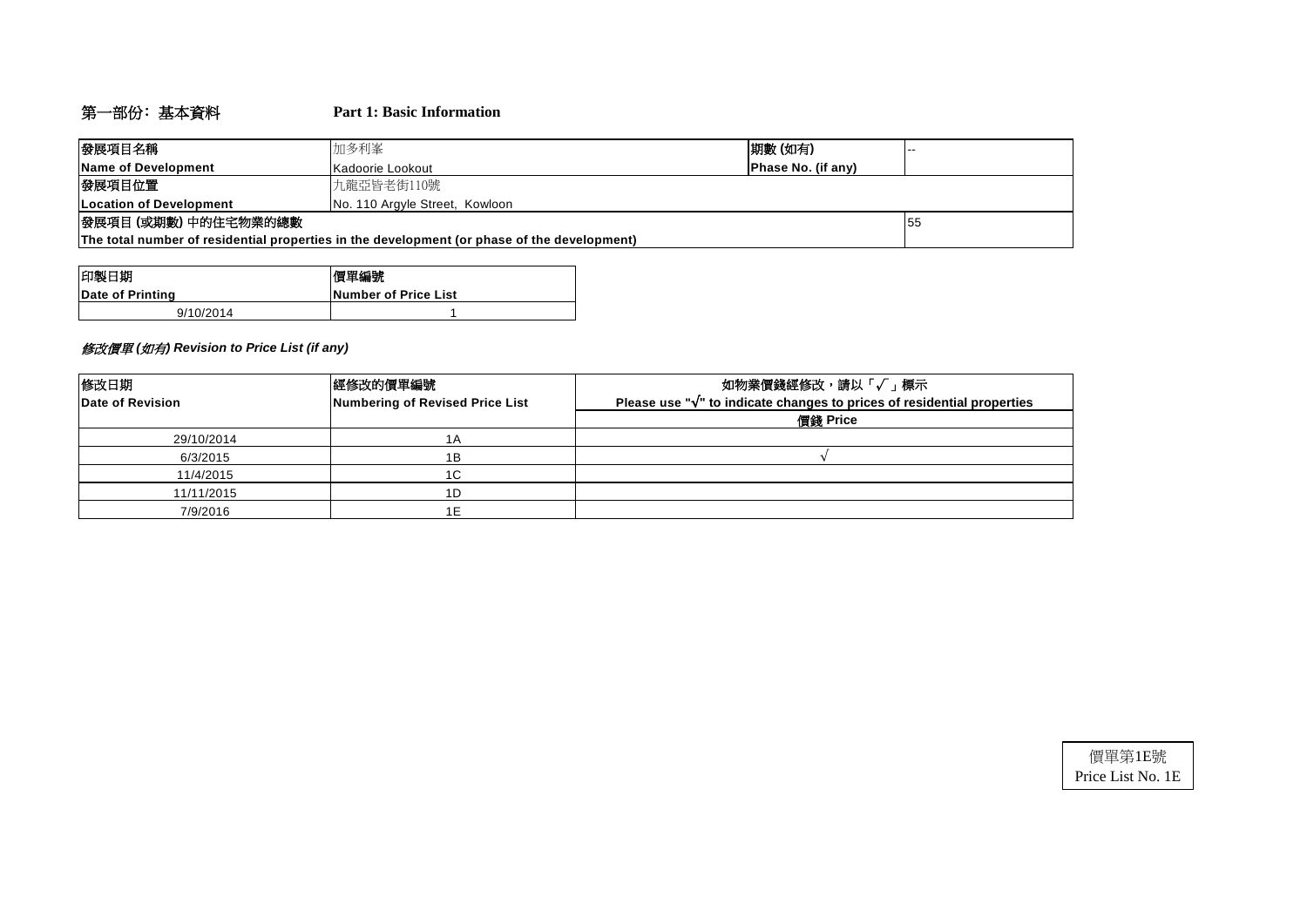## 第一部份：基本資料 Part 1: Basic Information

| 發展項目名稱 Name of Development | 加多利峯 Kadoorie Lookout | 期數 (如有) Phase No. (if any) | -- |
|---|---|---|---|
| 發展項目位置 Location of Development | 九龍亞皆老街110號 No. 110 Argyle Street, Kowloon | | |
| 發展項目 (或期數) 中的住宅物業的總數 The total number of residential properties in the development (or phase of the development) | | | 55 |

| 印製日期 Date of Printing | 價單編號 Number of Price List |
|---|---|
| 9/10/2014 | 1 |

***修改價單 (如有) Revision to Price List (if any)***

| 修改日期 Date of Revision | 經修改的價單編號 Numbering of Revised Price List | 如物業價錢經修改，請以「√」標示 Please use "√" to indicate changes to prices of residential properties |
|---|---|---|
| | | 價錢 Price |
| 29/10/2014 | 1A | |
| 6/3/2015 | 1B | √ |
| 11/4/2015 | 1C | |
| 11/11/2015 | 1D | |
| 7/9/2016 | 1E | |

價單第1E號
Price List No. 1E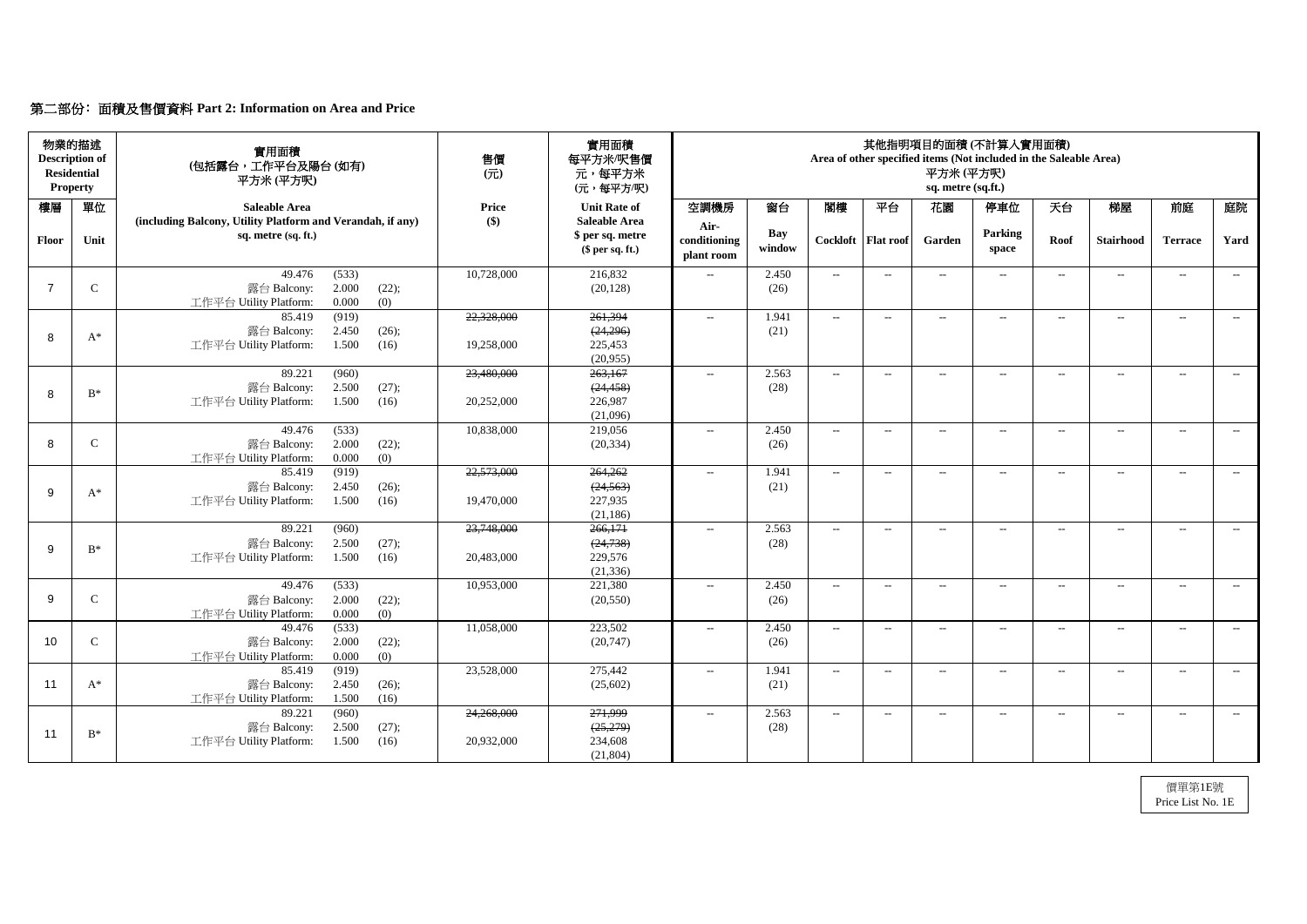## 第二部份：面積及售價資料 Part 2: Information on Area and Price

| 物業的描述 Description of Residential Property | | 實用面積 (包括露台，工作平台及陽台 (如有)) 平方米 (平方呎) | 售價 (元) | 實用面積 每平方米/呎售價 元，每平方米 (元，每平方/呎) | 其他指明項目的面積 (不計算入實用面積) Area of other specified items (Not included in the Saleable Area) 平方米 (平方呎) sq. metre (sq.ft.) | | | | | | | | | |
|---|---|---|---|---|---|---|---|---|---|---|---|---|---|---|
| 樓層 Floor | 單位 Unit | Saleable Area (including Balcony, Utility Platform and Verandah, if any) sq. metre (sq. ft.) | Price ($) | Unit Rate of Saleable Area $ per sq. metre ($ per sq. ft.) | 空調機房 Air-conditioning plant room | 窗台 Bay window | 閣樓 Cockloft | 平台 Flat roof | 花園 Garden | 停車位 Parking space | 天台 Roof | 梯屋 Stairhood | 前庭 Terrace | 庭院 Yard |
| 7 | C | 49.476 (533) 露台 Balcony: 2.000 (22); 工作平台 Utility Platform: 0.000 (0) | 10,728,000 | 216,832 (20,128) | -- | 2.450 (26) | -- | -- | -- | -- | -- | -- | -- | -- |
| 8 | A* | 85.419 (919) 露台 Balcony: 2.450 (26); 工作平台 Utility Platform: 1.500 (16) | ~~22,328,000~~ 19,258,000 | ~~261,394~~ ~~(24,296)~~ 225,453 (20,955) | -- | 1.941 (21) | -- | -- | -- | -- | -- | -- | -- | -- |
| 8 | B* | 89.221 (960) 露台 Balcony: 2.500 (27); 工作平台 Utility Platform: 1.500 (16) | ~~23,480,000~~ 20,252,000 | ~~263,167~~ ~~(24,458)~~ 226,987 (21,096) | -- | 2.563 (28) | -- | -- | -- | -- | -- | -- | -- | -- |
| 8 | C | 49.476 (533) 露台 Balcony: 2.000 (22); 工作平台 Utility Platform: 0.000 (0) | 10,838,000 | 219,056 (20,334) | -- | 2.450 (26) | -- | -- | -- | -- | -- | -- | -- | -- |
| 9 | A* | 85.419 (919) 露台 Balcony: 2.450 (26); 工作平台 Utility Platform: 1.500 (16) | ~~22,573,000~~ 19,470,000 | ~~264,262~~ ~~(24,563)~~ 227,935 (21,186) | -- | 1.941 (21) | -- | -- | -- | -- | -- | -- | -- | -- |
| 9 | B* | 89.221 (960) 露台 Balcony: 2.500 (27); 工作平台 Utility Platform: 1.500 (16) | ~~23,748,000~~ 20,483,000 | ~~266,171~~ ~~(24,738)~~ 229,576 (21,336) | -- | 2.563 (28) | -- | -- | -- | -- | -- | -- | -- | -- |
| 9 | C | 49.476 (533) 露台 Balcony: 2.000 (22); 工作平台 Utility Platform: 0.000 (0) | 10,953,000 | 221,380 (20,550) | -- | 2.450 (26) | -- | -- | -- | -- | -- | -- | -- | -- |
| 10 | C | 49.476 (533) 露台 Balcony: 2.000 (22); 工作平台 Utility Platform: 0.000 (0) | 11,058,000 | 223,502 (20,747) | -- | 2.450 (26) | -- | -- | -- | -- | -- | -- | -- | -- |
| 11 | A* | 85.419 (919) 露台 Balcony: 2.450 (26); 工作平台 Utility Platform: 1.500 (16) | 23,528,000 | 275,442 (25,602) | -- | 1.941 (21) | -- | -- | -- | -- | -- | -- | -- | -- |
| 11 | B* | 89.221 (960) 露台 Balcony: 2.500 (27); 工作平台 Utility Platform: 1.500 (16) | ~~24,268,000~~ 20,932,000 | ~~271,999~~ ~~(25,279)~~ 234,608 (21,804) | -- | 2.563 (28) | -- | -- | -- | -- | -- | -- | -- | -- |

價單第1E號
Price List No. 1E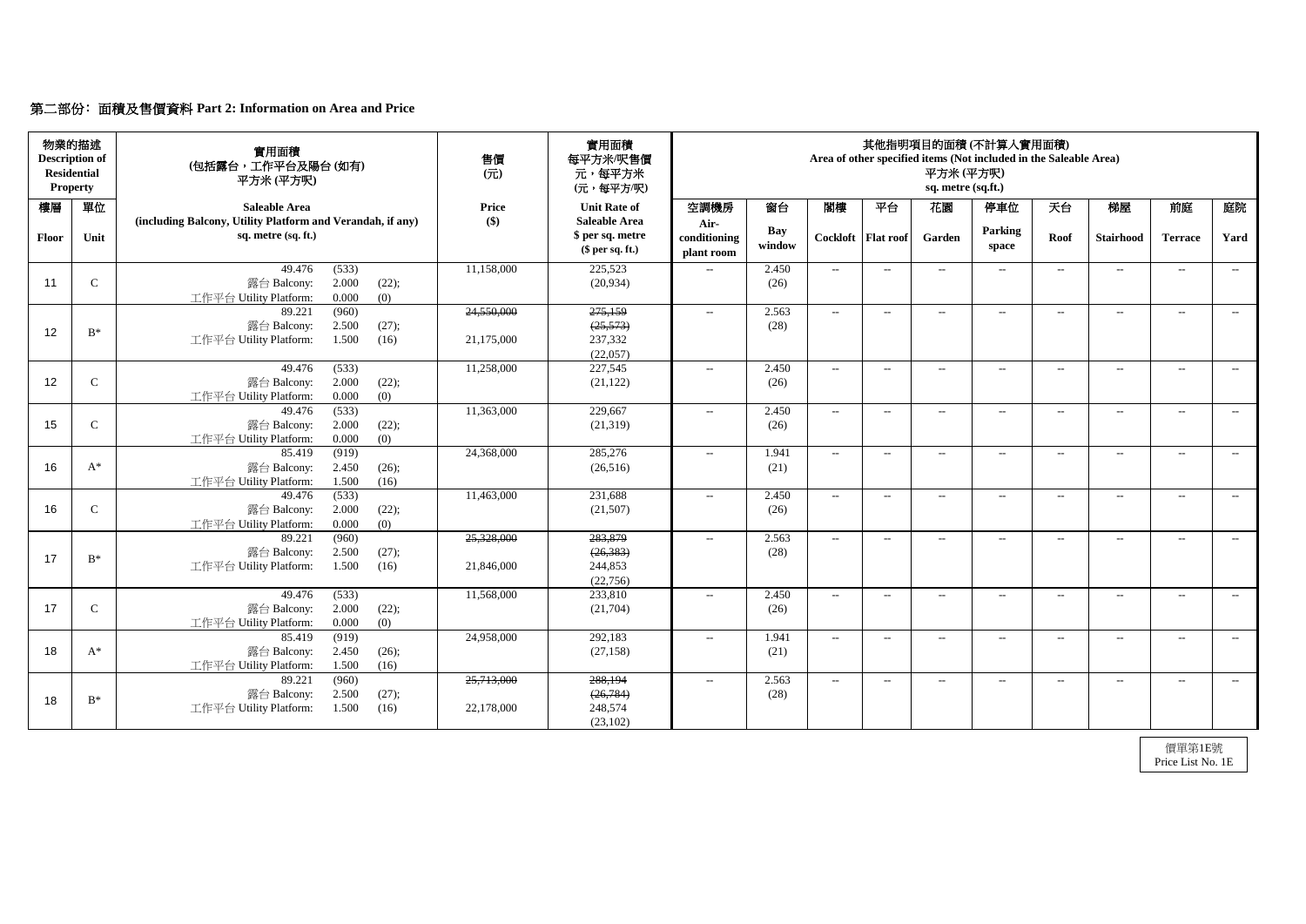## 第二部份: 面積及售價資料 Part 2: Information on Area and Price

| 物業的描述 Description of Residential Property | | 實用面積 (包括露台，工作平台及陽台 (如有) 平方米 (平方呎) | 售價 (元) | 實用面積 每平方米/呎售價 元，每平方米 (元，每平方/呎) | 其他指明項目的面積 (不計算入實用面積) Area of other specified items (Not included in the Saleable Area) 平方米 (平方呎) sq. metre (sq.ft.) | | | | | | | | | |
|---|---|---|---|---|---|---|---|---|---|---|---|---|---|---|
| 樓層 Floor | 單位 Unit | Saleable Area (including Balcony, Utility Platform and Verandah, if any) sq. metre (sq. ft.) | Price ($) | Unit Rate of Saleable Area $ per sq. metre ($ per sq. ft.) | 空調機房 Air-conditioning plant room | 窗台 Bay window | 閣樓 Cockloft | 平台 Flat roof | 花園 Garden | 停車位 Parking space | 天台 Roof | 梯屋 Stairhood | 前庭 Terrace | 庭院 Yard |
| 11 | C | 49.476 (533) 露台 Balcony: 2.000 (22); 工作平台 Utility Platform: 0.000 (0) | 11,158,000 | 225,523 (20,934) | -- | 2.450 (26) | -- | -- | -- | -- | -- | -- | -- | -- |
| 12 | B* | 89.221 (960) 露台 Balcony: 2.500 (27); 工作平台 Utility Platform: 1.500 (16) | ~~24,550,000~~ 21,175,000 | ~~275,159 (25,573)~~ 237,332 (22,057) | -- | 2.563 (28) | -- | -- | -- | -- | -- | -- | -- | -- |
| 12 | C | 49.476 (533) 露台 Balcony: 2.000 (22); 工作平台 Utility Platform: 0.000 (0) | 11,258,000 | 227,545 (21,122) | -- | 2.450 (26) | -- | -- | -- | -- | -- | -- | -- | -- |
| 15 | C | 49.476 (533) 露台 Balcony: 2.000 (22); 工作平台 Utility Platform: 0.000 (0) | 11,363,000 | 229,667 (21,319) | -- | 2.450 (26) | -- | -- | -- | -- | -- | -- | -- | -- |
| 16 | A* | 85.419 (919) 露台 Balcony: 2.450 (26); 工作平台 Utility Platform: 1.500 (16) | 24,368,000 | 285,276 (26,516) | -- | 1.941 (21) | -- | -- | -- | -- | -- | -- | -- | -- |
| 16 | C | 49.476 (533) 露台 Balcony: 2.000 (22); 工作平台 Utility Platform: 0.000 (0) | 11,463,000 | 231,688 (21,507) | -- | 2.450 (26) | -- | -- | -- | -- | -- | -- | -- | -- |
| 17 | B* | 89.221 (960) 露台 Balcony: 2.500 (27); 工作平台 Utility Platform: 1.500 (16) | ~~25,328,000~~ 21,846,000 | ~~283,879 (26,383)~~ 244,853 (22,756) | -- | 2.563 (28) | -- | -- | -- | -- | -- | -- | -- | -- |
| 17 | C | 49.476 (533) 露台 Balcony: 2.000 (22); 工作平台 Utility Platform: 0.000 (0) | 11,568,000 | 233,810 (21,704) | -- | 2.450 (26) | -- | -- | -- | -- | -- | -- | -- | -- |
| 18 | A* | 85.419 (919) 露台 Balcony: 2.450 (26); 工作平台 Utility Platform: 1.500 (16) | 24,958,000 | 292,183 (27,158) | -- | 1.941 (21) | -- | -- | -- | -- | -- | -- | -- | -- |
| 18 | B* | 89.221 (960) 露台 Balcony: 2.500 (27); 工作平台 Utility Platform: 1.500 (16) | ~~25,713,000~~ 22,178,000 | ~~288,194 (26,784)~~ 248,574 (23,102) | -- | 2.563 (28) | -- | -- | -- | -- | -- | -- | -- | -- |

價單第1E號
Price List No. 1E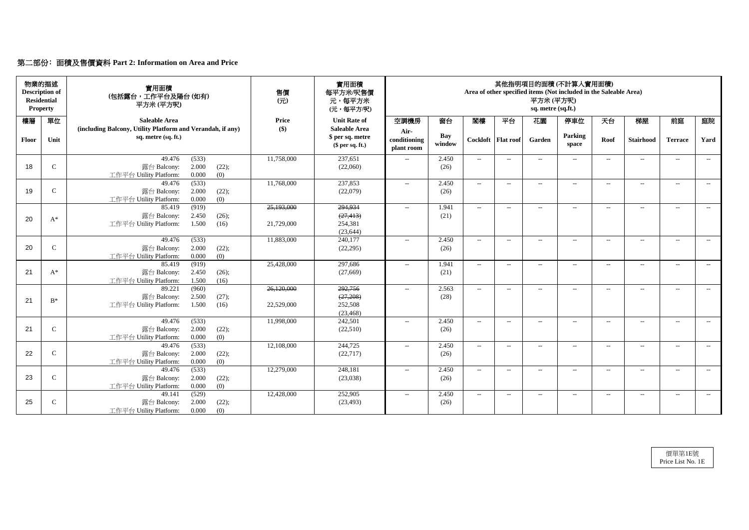## 第二部份：面積及售價資料 Part 2: Information on Area and Price

| 物業的描述 Description of Residential Property | | 實用面積 (包括露台，工作平台及陽台 (如有)) 平方米 (平方呎) | 售價 (元) | 實用面積 每平方米/呎售價 元，每平方米 (元，每平方呎) | 其他指明項目的面積 (不計算入實用面積) Area of other specified items (Not included in the Saleable Area) 平方米 (平方呎) sq. metre (sq.ft.) | | | | | | | | | |
|---|---|---|---|---|---|---|---|---|---|---|---|---|---|---|
| 樓層 Floor | 單位 Unit | Saleable Area (including Balcony, Utility Platform and Verandah, if any) sq. metre (sq. ft.) | Price ($) | Unit Rate of Saleable Area $ per sq. metre ($ per sq. ft.) | 空調機房 Air-conditioning plant room | 窗台 Bay window | 閣樓 Cockloft | 平台 Flat roof | 花園 Garden | 停車位 Parking space | 天台 Roof | 梯屋 Stairhood | 前庭 Terrace | 庭院 Yard |
| 18 | C | 49.476 (533) 露台 Balcony: 2.000 (22); 工作平台 Utility Platform: 0.000 (0) | 11,758,000 | 237,651 (22,060) | -- | 2.450 (26) | -- | -- | -- | -- | -- | -- | -- | -- |
| 19 | C | 49.476 (533) 露台 Balcony: 2.000 (22); 工作平台 Utility Platform: 0.000 (0) | 11,768,000 | 237,853 (22,079) | -- | 2.450 (26) | -- | -- | -- | -- | -- | -- | -- | -- |
| 20 | A* | 85.419 (919) 露台 Balcony: 2.450 (26); 工作平台 Utility Platform: 1.500 (16) | ~~25,193,000~~ 21,729,000 | ~~294,934~~ ~~(27,413)~~ 254,381 (23,644) | -- | 1.941 (21) | -- | -- | -- | -- | -- | -- | -- | -- |
| 20 | C | 49.476 (533) 露台 Balcony: 2.000 (22); 工作平台 Utility Platform: 0.000 (0) | 11,883,000 | 240,177 (22,295) | -- | 2.450 (26) | -- | -- | -- | -- | -- | -- | -- | -- |
| 21 | A* | 85.419 (919) 露台 Balcony: 2.450 (26); 工作平台 Utility Platform: 1.500 (16) | 25,428,000 | 297,686 (27,669) | -- | 1.941 (21) | -- | -- | -- | -- | -- | -- | -- | -- |
| 21 | B* | 89.221 (960) 露台 Balcony: 2.500 (27); 工作平台 Utility Platform: 1.500 (16) | ~~26,120,000~~ 22,529,000 | ~~292,756~~ ~~(27,208)~~ 252,508 (23,468) | -- | 2.563 (28) | -- | -- | -- | -- | -- | -- | -- | -- |
| 21 | C | 49.476 (533) 露台 Balcony: 2.000 (22); 工作平台 Utility Platform: 0.000 (0) | 11,998,000 | 242,501 (22,510) | -- | 2.450 (26) | -- | -- | -- | -- | -- | -- | -- | -- |
| 22 | C | 49.476 (533) 露台 Balcony: 2.000 (22); 工作平台 Utility Platform: 0.000 (0) | 12,108,000 | 244,725 (22,717) | -- | 2.450 (26) | -- | -- | -- | -- | -- | -- | -- | -- |
| 23 | C | 49.476 (533) 露台 Balcony: 2.000 (22); 工作平台 Utility Platform: 0.000 (0) | 12,279,000 | 248,181 (23,038) | -- | 2.450 (26) | -- | -- | -- | -- | -- | -- | -- | -- |
| 25 | C | 49.141 (529) 露台 Balcony: 2.000 (22); 工作平台 Utility Platform: 0.000 (0) | 12,428,000 | 252,905 (23,493) | -- | 2.450 (26) | -- | -- | -- | -- | -- | -- | -- | -- |

價單第1E號
Price List No. 1E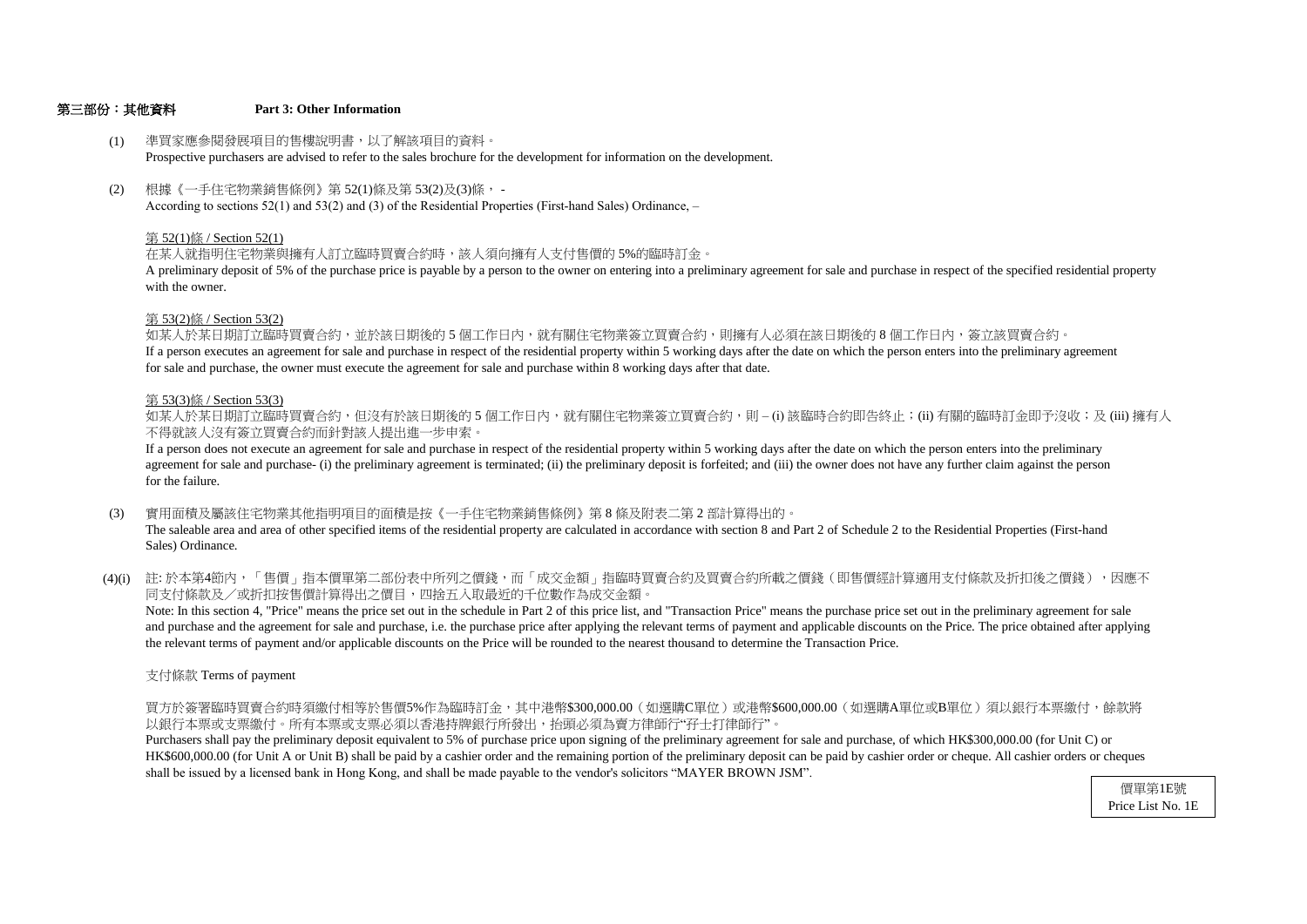## 第三部份：其他資料　　Part 3: Other Information

(1) 準買家應參閱發展項目的售樓說明書，以了解該項目的資料。
Prospective purchasers are advised to refer to the sales brochure for the development for information on the development.

(2) 根據《一手住宅物業銷售條例》第 52(1)條及第 53(2)及(3)條， -
According to sections 52(1) and 53(2) and (3) of the Residential Properties (First-hand Sales) Ordinance, –

第 52(1)條 / Section 52(1)
在某人就指明住宅物業與擁有人訂立臨時買賣合約時，該人須向擁有人支付售價的 5%的臨時訂金。
A preliminary deposit of 5% of the purchase price is payable by a person to the owner on entering into a preliminary agreement for sale and purchase in respect of the specified residential property with the owner.

第 53(2)條 / Section 53(2)
如某人於某日期訂立臨時買賣合約，並於該日期後的 5 個工作日內，就有關住宅物業簽立買賣合約，則擁有人必須在該日期後的 8 個工作日內，簽立該買賣合約。
If a person executes an agreement for sale and purchase in respect of the residential property within 5 working days after the date on which the person enters into the preliminary agreement for sale and purchase, the owner must execute the agreement for sale and purchase within 8 working days after that date.

第 53(3)條 / Section 53(3)
如某人於某日期訂立臨時買賣合約，但沒有於該日期後的 5 個工作日內，就有關住宅物業簽立買賣合約，則 – (i) 該臨時合約即告終止；(ii) 有關的臨時訂金即予沒收；及 (iii) 擁有人不得就該人沒有簽立買賣合約而針對該人提出進一步申索。
If a person does not execute an agreement for sale and purchase in respect of the residential property within 5 working days after the date on which the person enters into the preliminary agreement for sale and purchase- (i) the preliminary agreement is terminated; (ii) the preliminary deposit is forfeited; and (iii) the owner does not have any further claim against the person for the failure.

(3) 實用面積及屬該住宅物業其他指明項目的面積是按《一手住宅物業銷售條例》第 8 條及附表二第 2 部計算得出的。
The saleable area and area of other specified items of the residential property are calculated in accordance with section 8 and Part 2 of Schedule 2 to the Residential Properties (First-hand Sales) Ordinance.

(4)(i) 註: 於本第4節內，「售價」指本價單第二部份表中所列之價錢，而「成交金額」指臨時買賣合約及買賣合約所載之價錢（即售價經計算適用支付條款及折扣後之價錢），因應不同支付條款及／或折扣按售價計算得出之價目，四捨五入取最近的千位數作為成交金額。
Note: In this section 4, "Price" means the price set out in the schedule in Part 2 of this price list, and "Transaction Price" means the purchase price set out in the preliminary agreement for sale and purchase and the agreement for sale and purchase, i.e. the purchase price after applying the relevant terms of payment and applicable discounts on the Price. The price obtained after applying the relevant terms of payment and/or applicable discounts on the Price will be rounded to the nearest thousand to determine the Transaction Price.

支付條款 Terms of payment

買方於簽署臨時買賣合約時須繳付相等於售價5%作為臨時訂金，其中港幣$300,000.00（如選購C單位）或港幣$600,000.00（如選購A單位或B單位）須以銀行本票繳付，餘款將以銀行本票或支票繳付。所有本票或支票必須以香港持牌銀行所發出，抬頭必須為賣方律師行"孖士打律師行"。
Purchasers shall pay the preliminary deposit equivalent to 5% of purchase price upon signing of the preliminary agreement for sale and purchase, of which HK$300,000.00 (for Unit C) or HK$600,000.00 (for Unit A or Unit B) shall be paid by a cashier order and the remaining portion of the preliminary deposit can be paid by cashier order or cheque. All cashier orders or cheques shall be issued by a licensed bank in Hong Kong, and shall be made payable to the vendor's solicitors "MAYER BROWN JSM".

價單第1E號
Price List No. 1E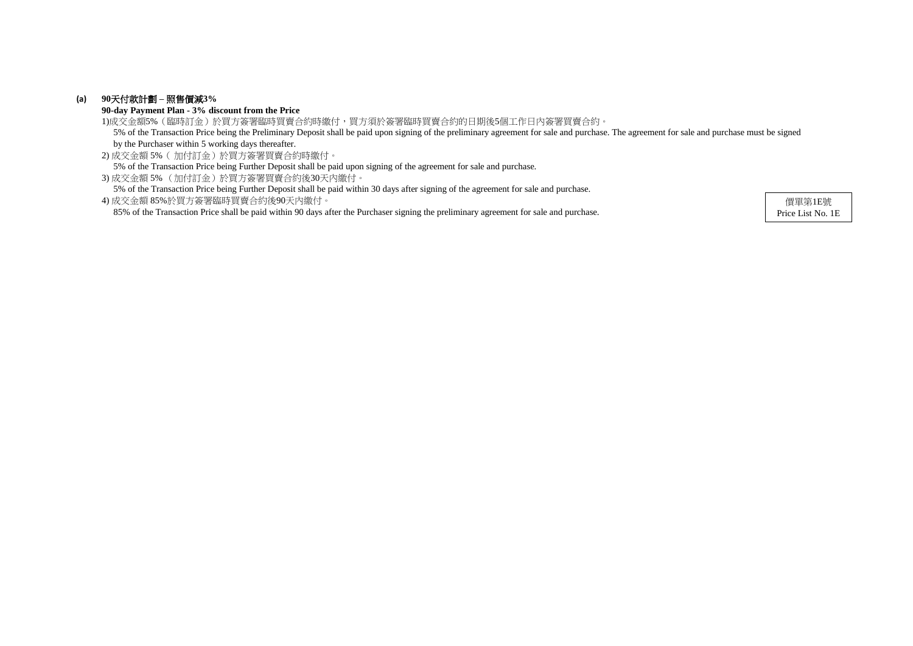**(a)** **90天付款計劃 – 照售價減3%**

**90-day Payment Plan - 3% discount from the Price**

1)成交金額5%（臨時訂金）於買方簽署臨時買賣合約時繳付，買方須於簽署臨時買賣合約的日期後5個工作日內簽署買賣合約。
5% of the Transaction Price being the Preliminary Deposit shall be paid upon signing of the preliminary agreement for sale and purchase. The agreement for sale and purchase must be signed by the Purchaser within 5 working days thereafter.

2) 成交金額 5%（ 加付訂金）於買方簽署買賣合約時繳付。
5% of the Transaction Price being Further Deposit shall be paid upon signing of the agreement for sale and purchase.

3) 成交金額 5% （加付訂金）於買方簽署買賣合約後30天內繳付。
5% of the Transaction Price being Further Deposit shall be paid within 30 days after signing of the agreement for sale and purchase.

4) 成交金額 85%於買方簽署臨時買賣合約後90天內繳付。
85% of the Transaction Price shall be paid within 90 days after the Purchaser signing the preliminary agreement for sale and purchase.

價單第1E號
Price List No. 1E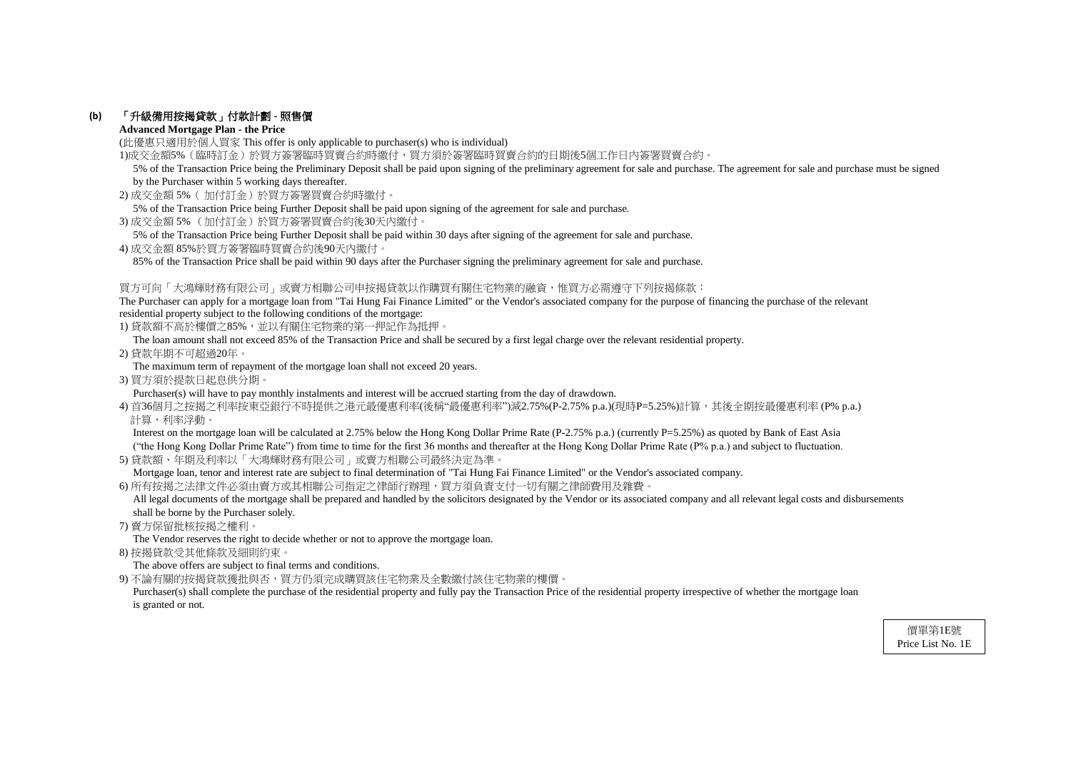**(b) 「升級備用按揭貸款」付款計劃 - 照售價**

**Advanced Mortgage Plan - the Price**

(此優惠只適用於個人買家 This offer is only applicable to purchaser(s) who is individual)

1)成交金額5%（臨時訂金）於買方簽署臨時買賣合約時繳付，買方須於簽署臨時買賣合約的日期後5個工作日內簽署買賣合約。

5% of the Transaction Price being the Preliminary Deposit shall be paid upon signing of the preliminary agreement for sale and purchase. The agreement for sale and purchase must be signed by the Purchaser within 5 working days thereafter.

2) 成交金額 5%（ 加付訂金）於買方簽署買賣合約時繳付。

5% of the Transaction Price being Further Deposit shall be paid upon signing of the agreement for sale and purchase.

3) 成交金額 5% （加付訂金）於買方簽署買賣合約後30天內繳付。

5% of the Transaction Price being Further Deposit shall be paid within 30 days after signing of the agreement for sale and purchase.

4) 成交金額 85%於買方簽署臨時買賣合約後90天內繳付。

85% of the Transaction Price shall be paid within 90 days after the Purchaser signing the preliminary agreement for sale and purchase.

買方可向「大鴻輝財務有限公司」或賣方相聯公司申按揭貸款以作購買有關住宅物業的融資，惟買方必需遵守下列按揭條款：

The Purchaser can apply for a mortgage loan from "Tai Hung Fai Finance Limited" or the Vendor's associated company for the purpose of financing the purchase of the relevant residential property subject to the following conditions of the mortgage:

1) 貸款額不高於樓價之85%，並以有關住宅物業的第一押記作為抵押。

The loan amount shall not exceed 85% of the Transaction Price and shall be secured by a first legal charge over the relevant residential property.

2) 貸款年期不可超過20年。

The maximum term of repayment of the mortgage loan shall not exceed 20 years.

3) 買方須於提款日起息供分期。

Purchaser(s) will have to pay monthly instalments and interest will be accrued starting from the day of drawdown.

4) 首36個月之按揭之利率按東亞銀行不時提供之港元最優惠利率(後稱"最優惠利率")減2.75%(P-2.75% p.a.)(現時P=5.25%)計算，其後全期按最優惠利率 (P% p.a.) 計算，利率浮動。

Interest on the mortgage loan will be calculated at 2.75% below the Hong Kong Dollar Prime Rate (P-2.75% p.a.) (currently P=5.25%) as quoted by Bank of East Asia ("the Hong Kong Dollar Prime Rate") from time to time for the first 36 months and thereafter at the Hong Kong Dollar Prime Rate (P% p.a.) and subject to fluctuation.

5) 貸款額、年期及利率以「大鴻輝財務有限公司」或賣方相聯公司最終決定為準。

Mortgage loan, tenor and interest rate are subject to final determination of "Tai Hung Fai Finance Limited" or the Vendor's associated company.

6) 所有按揭之法律文件必須由賣方或其相聯公司指定之律師行辦理，買方須負責支付一切有關之律師費用及雜費。

All legal documents of the mortgage shall be prepared and handled by the solicitors designated by the Vendor or its associated company and all relevant legal costs and disbursements shall be borne by the Purchaser solely.

7) 賣方保留批核按揭之權利。

The Vendor reserves the right to decide whether or not to approve the mortgage loan.

8) 按揭貸款受其他條款及細則約束。

The above offers are subject to final terms and conditions.

9) 不論有關的按揭貸款獲批與否，買方仍須完成購買該住宅物業及全數繳付該住宅物業的樓價。

Purchaser(s) shall complete the purchase of the residential property and fully pay the Transaction Price of the residential property irrespective of whether the mortgage loan is granted or not.

價單第1E號
Price List No. 1E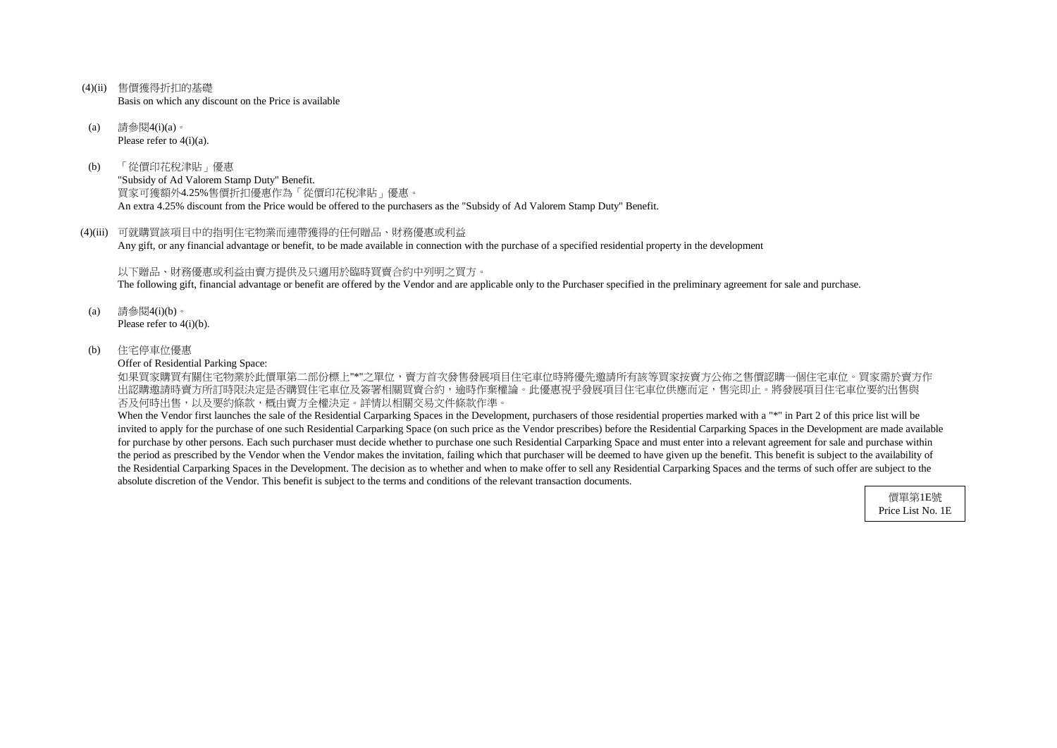(4)(ii) 售價獲得折扣的基礎
Basis on which any discount on the Price is available

(a) 請參閱4(i)(a)。
Please refer to 4(i)(a).

(b) 「從價印花稅津貼」優惠
"Subsidy of Ad Valorem Stamp Duty" Benefit.
買家可獲額外4.25%售價折扣優惠作為「從價印花稅津貼」優惠。
An extra 4.25% discount from the Price would be offered to the purchasers as the "Subsidy of Ad Valorem Stamp Duty" Benefit.

(4)(iii) 可就購買該項目中的指明住宅物業而連帶獲得的任何贈品、財務優惠或利益
Any gift, or any financial advantage or benefit, to be made available in connection with the purchase of a specified residential property in the development

以下贈品、財務優惠或利益由賣方提供及只適用於臨時買賣合約中列明之買方。
The following gift, financial advantage or benefit are offered by the Vendor and are applicable only to the Purchaser specified in the preliminary agreement for sale and purchase.

(a) 請參閱4(i)(b)。
Please refer to 4(i)(b).

(b) 住宅停車位優惠
Offer of Residential Parking Space:
如果買家購買有關住宅物業於此價單第二部份標上"*"之單位，賣方首次發售發展項目住宅車位時將優先邀請所有該等買家按賣方公佈之售價認購一個住宅車位。買家需於賣方作出認購邀請時賣方所訂時限決定是否購買住宅車位及簽署相關買賣合約，逾時作棄權論。此優惠視乎發展項目住宅車位供應而定，售完即止。將發展項目住宅車位要約出售與否及何時出售，以及要約條款，概由賣方全權決定。詳情以相關交易文件條款作準。
When the Vendor first launches the sale of the Residential Carparking Spaces in the Development, purchasers of those residential properties marked with a "*" in Part 2 of this price list will be invited to apply for the purchase of one such Residential Carparking Space (on such price as the Vendor prescribes) before the Residential Carparking Spaces in the Development are made available for purchase by other persons. Each such purchaser must decide whether to purchase one such Residential Carparking Space and must enter into a relevant agreement for sale and purchase within the period as prescribed by the Vendor when the Vendor makes the invitation, failing which that purchaser will be deemed to have given up the benefit. This benefit is subject to the availability of the Residential Carparking Spaces in the Development. The decision as to whether and when to make offer to sell any Residential Carparking Spaces and the terms of such offer are subject to the absolute discretion of the Vendor. This benefit is subject to the terms and conditions of the relevant transaction documents.

價單第1E號
Price List No. 1E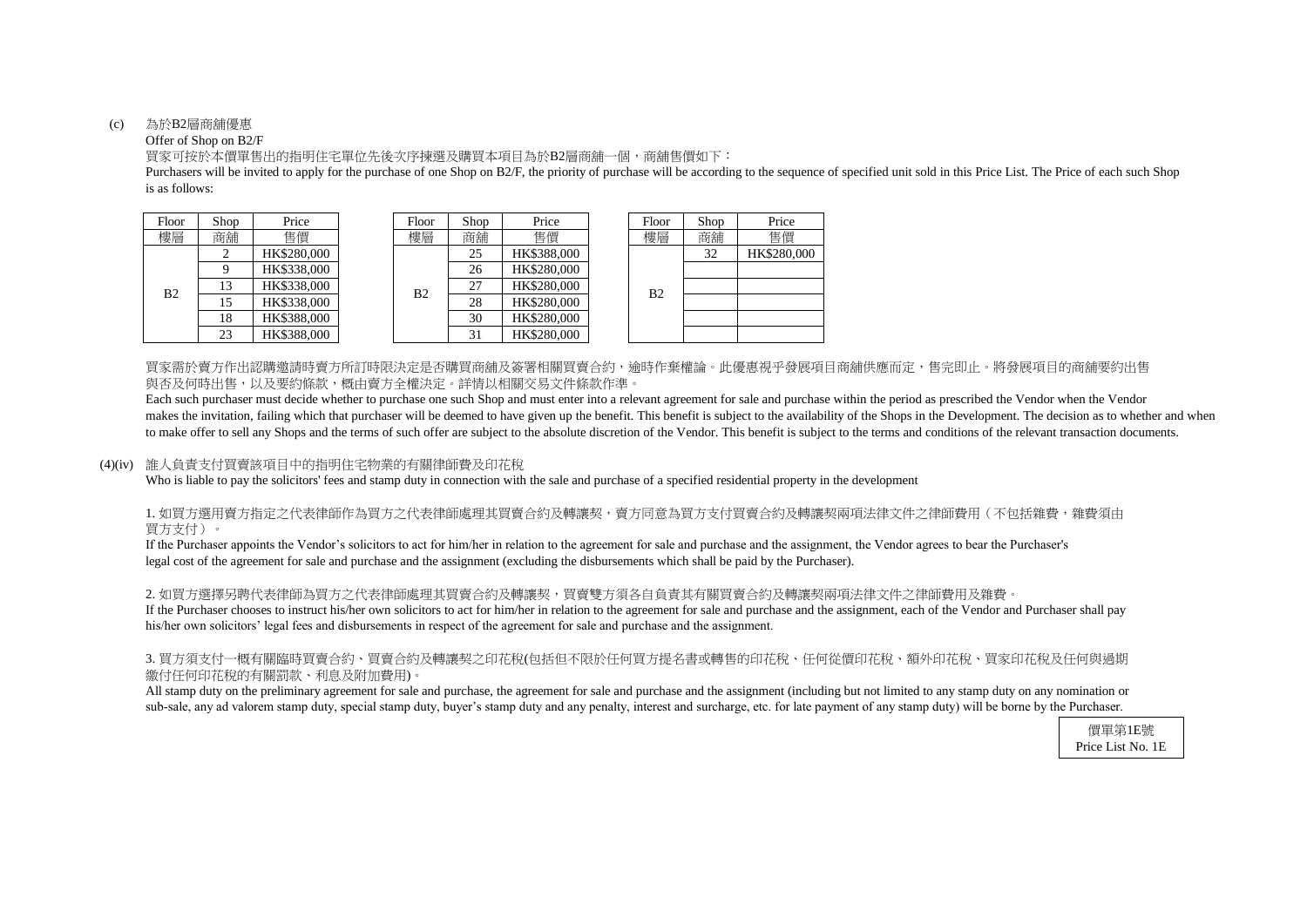(c) 為於B2層商舖優惠

Offer of Shop on B2/F

買家可按於本價單售出的指明住宅單位先後次序揀選及購買本項目為於B2層商舖一個，商舖售價如下：

Purchasers will be invited to apply for the purchase of one Shop on B2/F, the priority of purchase will be according to the sequence of specified unit sold in this Price List. The Price of each such Shop is as follows:

| Floor 樓層 | Shop 商舖 | Price 售價 |
|---|---|---|
| B2 | 2 | HK$280,000 |
| | 9 | HK$338,000 |
| | 13 | HK$338,000 |
| | 15 | HK$338,000 |
| | 18 | HK$388,000 |
| | 23 | HK$388,000 |

| Floor 樓層 | Shop 商舖 | Price 售價 |
|---|---|---|
| B2 | 25 | HK$388,000 |
| | 26 | HK$280,000 |
| | 27 | HK$280,000 |
| | 28 | HK$280,000 |
| | 30 | HK$280,000 |
| | 31 | HK$280,000 |

| Floor 樓層 | Shop 商舖 | Price 售價 |
|---|---|---|
| B2 | 32 | HK$280,000 |
| | | |
| | | |
| | | |
| | | |

買家需於賣方作出認購邀請時賣方所訂時限決定是否購買商舖及簽署相關買賣合約，逾時作棄權論。此優惠視乎發展項目商舖供應而定，售完即止。將發展項目的商舖要約出售與否及何時出售，以及要約條款，概由賣方全權決定。詳情以相關交易文件條款作準。

Each such purchaser must decide whether to purchase one such Shop and must enter into a relevant agreement for sale and purchase within the period as prescribed the Vendor when the Vendor makes the invitation, failing which that purchaser will be deemed to have given up the benefit. This benefit is subject to the availability of the Shops in the Development. The decision as to whether and when to make offer to sell any Shops and the terms of such offer are subject to the absolute discretion of the Vendor. This benefit is subject to the terms and conditions of the relevant transaction documents.

(4)(iv) 誰人負責支付買賣該項目中的指明住宅物業的有關律師費及印花稅

Who is liable to pay the solicitors' fees and stamp duty in connection with the sale and purchase of a specified residential property in the development

1. 如買方選用賣方指定之代表律師作為買方之代表律師處理其買賣合約及轉讓契，賣方同意為買方支付買賣合約及轉讓契兩項法律文件之律師費用（不包括雜費，雜費須由買方支付）。

If the Purchaser appoints the Vendor's solicitors to act for him/her in relation to the agreement for sale and purchase and the assignment, the Vendor agrees to bear the Purchaser's legal cost of the agreement for sale and purchase and the assignment (excluding the disbursements which shall be paid by the Purchaser).

2. 如買方選擇另聘代表律師為買方之代表律師處理其買賣合約及轉讓契，買賣雙方須各自負責其有關買賣合約及轉讓契兩項法律文件之律師費用及雜費。

If the Purchaser chooses to instruct his/her own solicitors to act for him/her in relation to the agreement for sale and purchase and the assignment, each of the Vendor and Purchaser shall pay his/her own solicitors' legal fees and disbursements in respect of the agreement for sale and purchase and the assignment.

3. 買方須支付一概有關臨時買賣合約、買賣合約及轉讓契之印花稅(包括但不限於任何買方提名書或轉售的印花稅、任何從價印花稅、額外印花稅、買家印花稅及任何與過期繳付任何印花稅的有關罰款、利息及附加費用)。

All stamp duty on the preliminary agreement for sale and purchase, the agreement for sale and purchase and the assignment (including but not limited to any stamp duty on any nomination or sub-sale, any ad valorem stamp duty, special stamp duty, buyer's stamp duty and any penalty, interest and surcharge, etc. for late payment of any stamp duty) will be borne by the Purchaser.

價單第1E號
Price List No. 1E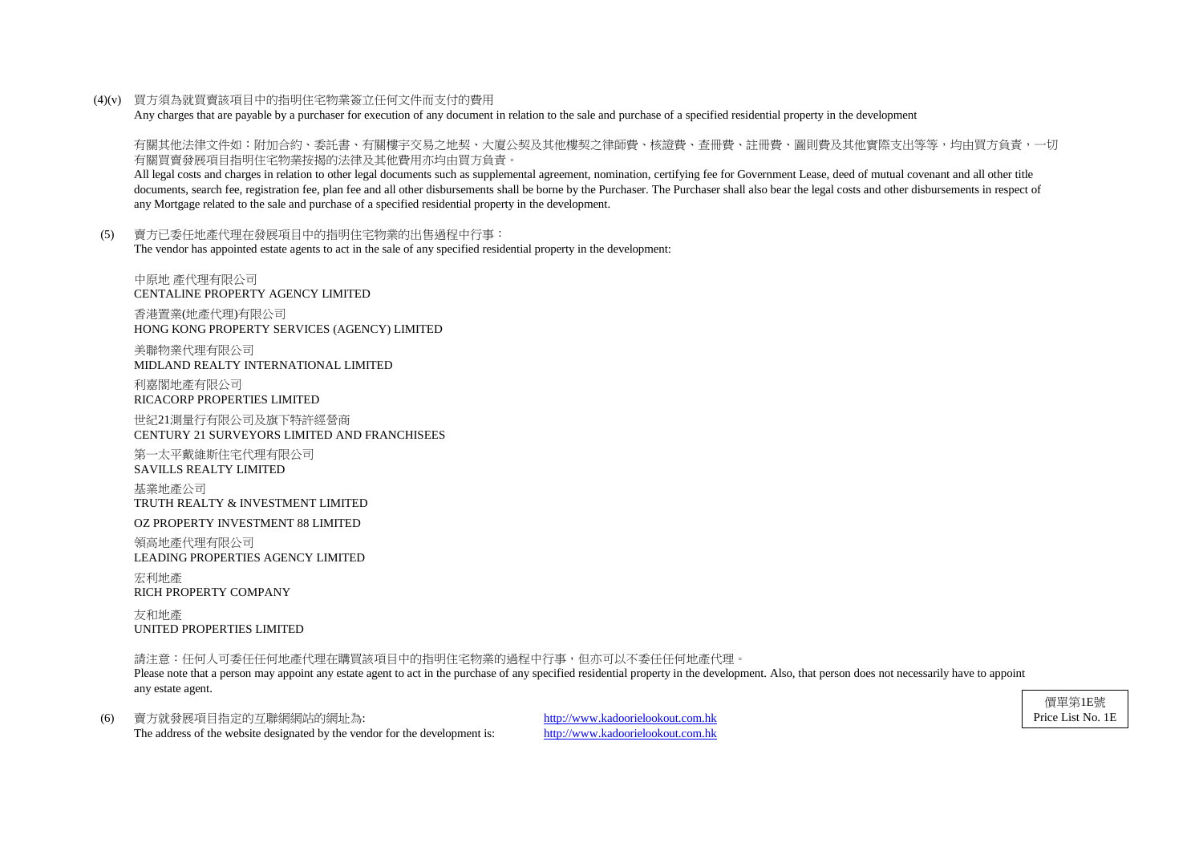(4)(v) 買方須為就買賣該項目中的指明住宅物業簽立任何文件而支付的費用

Any charges that are payable by a purchaser for execution of any document in relation to the sale and purchase of a specified residential property in the development

有關其他法律文件如：附加合約、委託書、有關樓宇交易之地契、大廈公契及其他樓契之律師費、核證費、查冊費、註冊費、圖則費及其他實際支出等等，均由買方負責，一切有關買賣發展項目指明住宅物業按揭的法律及其他費用亦均由買方負責。

All legal costs and charges in relation to other legal documents such as supplemental agreement, nomination, certifying fee for Government Lease, deed of mutual covenant and all other title documents, search fee, registration fee, plan fee and all other disbursements shall be borne by the Purchaser. The Purchaser shall also bear the legal costs and other disbursements in respect of any Mortgage related to the sale and purchase of a specified residential property in the development.

(5) 賣方已委任地產代理在發展項目中的指明住宅物業的出售過程中行事：

The vendor has appointed estate agents to act in the sale of any specified residential property in the development:

中原地 產代理有限公司
CENTALINE PROPERTY AGENCY LIMITED

香港置業(地產代理)有限公司
HONG KONG PROPERTY SERVICES (AGENCY) LIMITED

美聯物業代理有限公司
MIDLAND REALTY INTERNATIONAL LIMITED

利嘉閣地產有限公司
RICACORP PROPERTIES LIMITED

世紀21測量行有限公司及旗下特許經營商
CENTURY 21 SURVEYORS LIMITED AND FRANCHISEES

第一太平戴維斯住宅代理有限公司
SAVILLS REALTY LIMITED

基業地產公司
TRUTH REALTY & INVESTMENT LIMITED

OZ PROPERTY INVESTMENT 88 LIMITED

領高地產代理有限公司
LEADING PROPERTIES AGENCY LIMITED

宏利地產
RICH PROPERTY COMPANY

友和地產
UNITED PROPERTIES LIMITED

請注意：任何人可委任任何地產代理在購買該項目中的指明住宅物業的過程中行事，但亦可以不委任任何地產代理。

Please note that a person may appoint any estate agent to act in the purchase of any specified residential property in the development. Also, that person does not necessarily have to appoint any estate agent.

(6) 賣方就發展項目指定的互聯網網站的網址為: http://www.kadoorielookout.com.hk

The address of the website designated by the vendor for the development is: http://www.kadoorielookout.com.hk

價單第1E號
Price List No. 1E